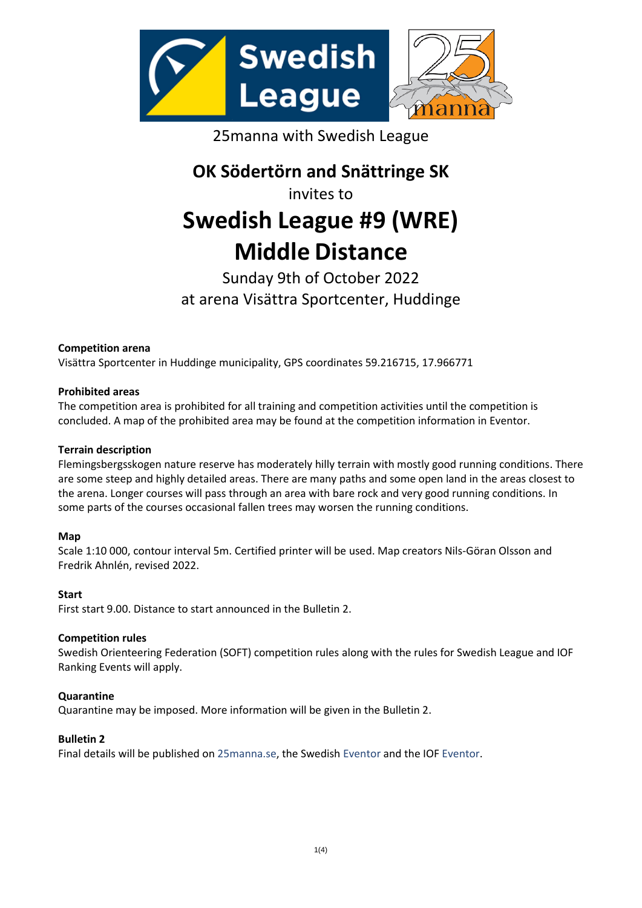25manna with Swedish League

**OK Södertörn and Snättringe SK**

invites to

# Swedish League #9 (WRE) Middle Distance

Sunday 9th of October 2022

at arena Visättra Sportcenter, Huddinge

**Competition arena**

Visättra Sportcenter in Huddinge municipality, GPS coordinates 59.216715, 17.966771

**Prohibited areas**

The competition area is prohibited for all training and competition activities until the competition is concluded. A map of the prohibited area may be found at the competition information in Eventor.

**Terrain description**

Flemingsbergsskogen nature reserve has moderately hilly terrain with mostly good running conditions. There are some steep and highly detailed areas. There are many paths and some open land in the areas closest to the arena. Longer courses will pass through an area with bare rock and very good running conditions. In some parts of the courses occasional fallen trees may worsen the running conditions.

**Map**

Scale 1:10 000, contour interval 5m. Certified printer will be used. Map creators Nils-Göran Olsson and Fredrik Ahnlén, revised 2022.

**Start**

First start 9.00. Distance to start announced in the Bulletin 2.

**Competition rules**

Swedish Orienteering Federation (SOFT) competition rules along with the rules for Swedish League and IOF Ranking Events will apply.

**Quarantine**

Quarantine may be imposed. More information will be given in the Bulletin 2.

**Bulletin 2**

Final details will be published on 25manna.se, the Swedish Eventor and the IOF Eventor.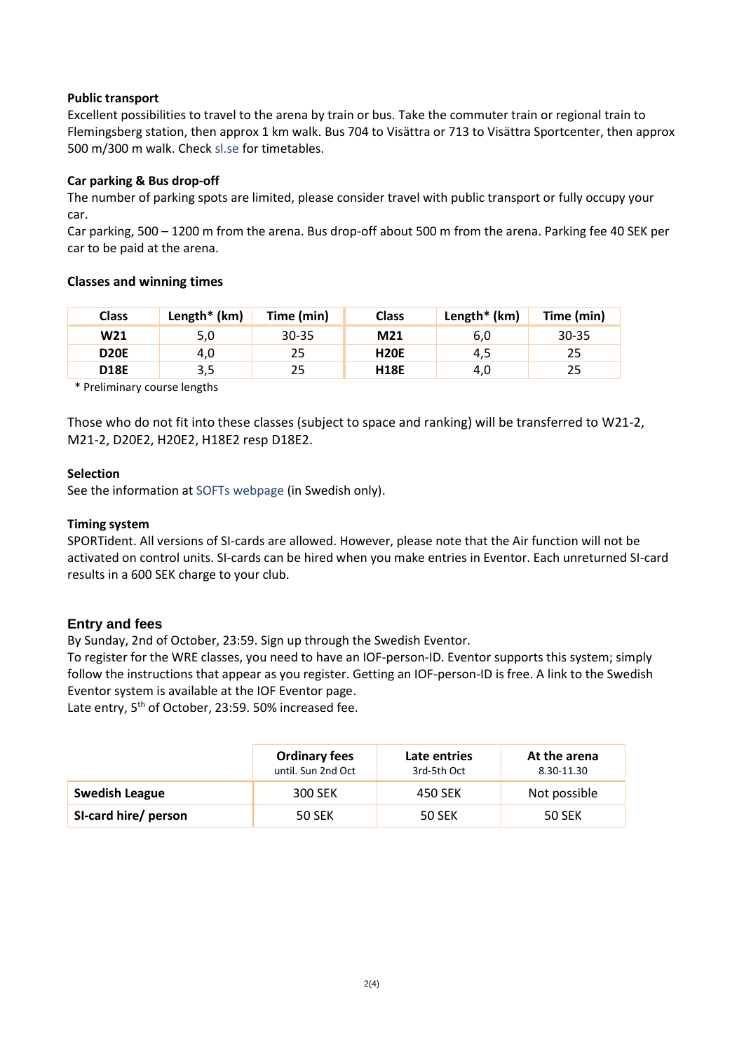### Public transport

Excellent possibilities to travel to the arena by train or bus. Take the commuter train or regional train to Flemingsberg station, then approx 1 km walk. Bus 704 to Visättra or 713 to Visättra Sportcenter, then approx 500 m/300 m walk. Check sl.se for timetables.

### Car parking & Bus drop-off

The number of parking spots are limited, please consider travel with public transport or fully occupy your car.

Car parking, 500 – 1200 m from the arena. Bus drop-off about 500 m from the arena. Parking fee 40 SEK per car to be paid at the arena.

### Classes and winning times

| Class | Length* (km) | Time (min) | Class | Length* (km) | Time (min) |
|---|---|---|---|---|---|
| **W21** | 5,0 | 30-35 | **M21** | 6,0 | 30-35 |
| **D20E** | 4,0 | 25 | **H20E** | 4,5 | 25 |
| **D18E** | 3,5 | 25 | **H18E** | 4,0 | 25 |

* Preliminary course lengths

Those who do not fit into these classes (subject to space and ranking) will be transferred to W21-2, M21-2, D20E2, H20E2, H18E2 resp D18E2.

### Selection

See the information at SOFTs webpage (in Swedish only).

### Timing system

SPORTident. All versions of SI-cards are allowed. However, please note that the Air function will not be activated on control units. SI-cards can be hired when you make entries in Eventor. Each unreturned SI-card results in a 600 SEK charge to your club.

## Entry and fees

By Sunday, 2nd of October, 23:59. Sign up through the Swedish Eventor.

To register for the WRE classes, you need to have an IOF-person-ID. Eventor supports this system; simply follow the instructions that appear as you register. Getting an IOF-person-ID is free. A link to the Swedish Eventor system is available at the IOF Eventor page.

Late entry, 5th of October, 23:59. 50% increased fee.

| | Ordinary fees until. Sun 2nd Oct | Late entries 3rd-5th Oct | At the arena 8.30-11.30 |
|---|---|---|---|
| **Swedish League** | 300 SEK | 450 SEK | Not possible |
| **SI-card hire/ person** | 50 SEK | 50 SEK | 50 SEK |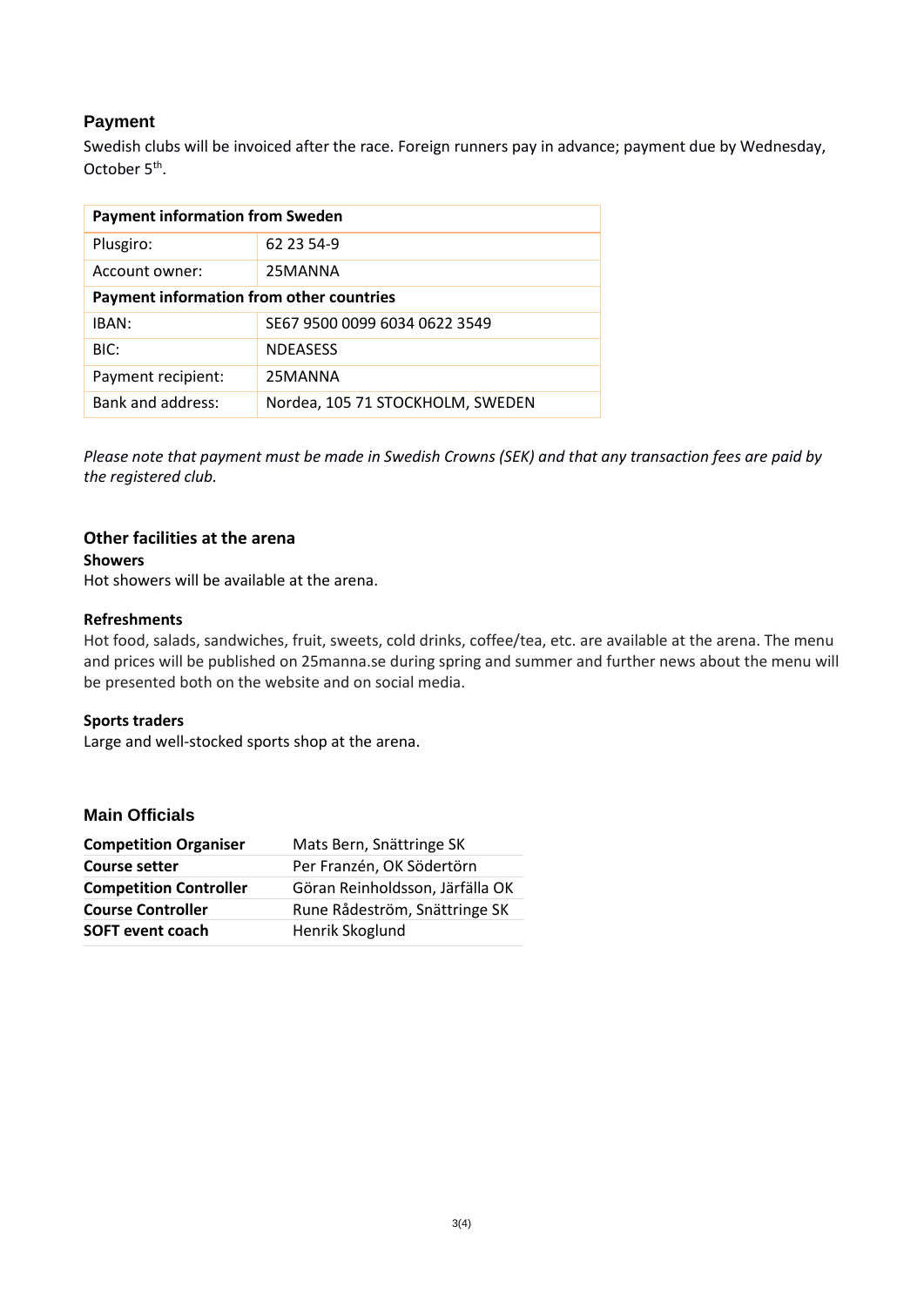## Payment

Swedish clubs will be invoiced after the race. Foreign runners pay in advance; payment due by Wednesday, October 5th.

| Payment information from Sweden | |
|---|---|
| Plusgiro: | 62 23 54-9 |
| Account owner: | 25MANNA |
| **Payment information from other countries** | |
| IBAN: | SE67 9500 0099 6034 0622 3549 |
| BIC: | NDEASESS |
| Payment recipient: | 25MANNA |
| Bank and address: | Nordea, 105 71 STOCKHOLM, SWEDEN |

*Please note that payment must be made in Swedish Crowns (SEK) and that any transaction fees are paid by the registered club.*

### Other facilities at the arena

**Showers**

Hot showers will be available at the arena.

**Refreshments**

Hot food, salads, sandwiches, fruit, sweets, cold drinks, coffee/tea, etc. are available at the arena. The menu and prices will be published on 25manna.se during spring and summer and further news about the menu will be presented both on the website and on social media.

**Sports traders**

Large and well-stocked sports shop at the arena.

## Main Officials

| | |
|---|---|
| **Competition Organiser** | Mats Bern, Snättringe SK |
| **Course setter** | Per Franzén, OK Södertörn |
| **Competition Controller** | Göran Reinholdsson, Järfälla OK |
| **Course Controller** | Rune Rådeström, Snättringe SK |
| **SOFT event coach** | Henrik Skoglund |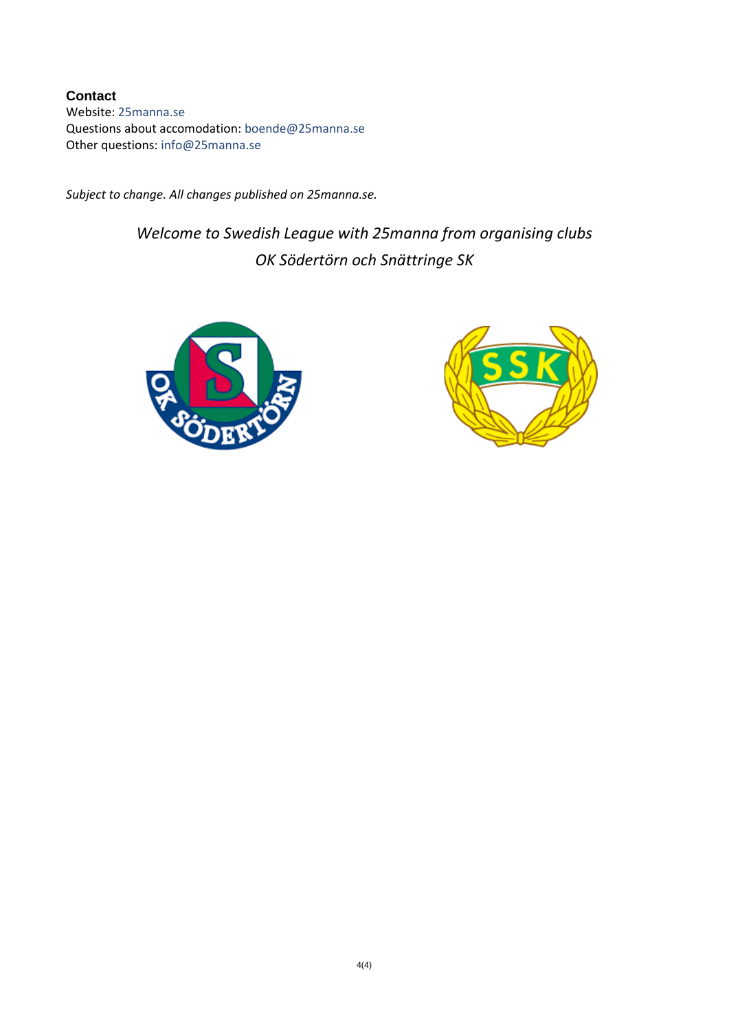**Contact**
Website: 25manna.se
Questions about accomodation: boende@25manna.se
Other questions: info@25manna.se

*Subject to change. All changes published on 25manna.se.*

*Welcome to Swedish League with 25manna from organising clubs*
*OK Södertörn och Snättringe SK*